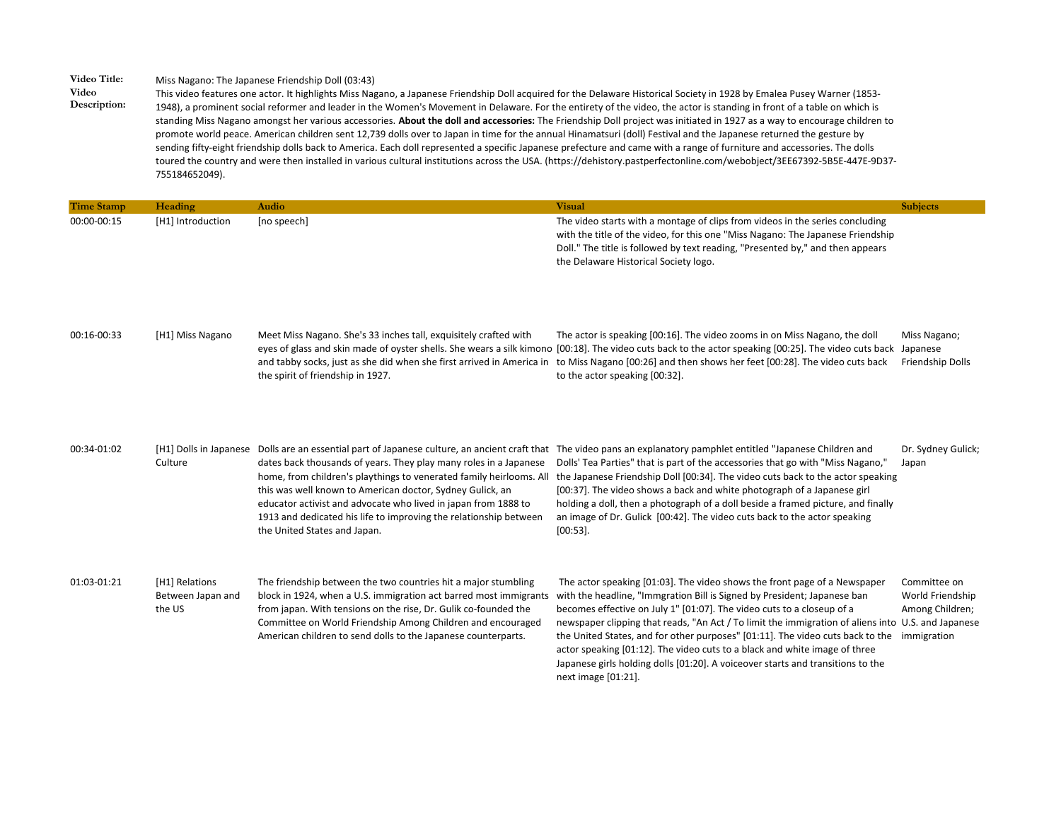**Video Title:** Miss Nagano: The Japanese Friendship Doll (03:43)

**Video Description:** This video features one actor. It highlights Miss Nagano, a Japanese Friendship Doll acquired for the Delaware Historical Society in 1928 by Emalea Pusey Warner (1853-1948), a prominent social reformer and leader in the Women's Movement in Delaware. For the entirety of the video, the actor is standing in front of a table on which is standing Miss Nagano amongst her various accessories. **About the doll and accessories:** The Friendship Doll project was initiated in 1927 as a way to encourage children to promote world peace. American children sent 12,739 dolls over to Japan in time for the annual Hinamatsuri (doll) Festival and the Japanese returned the gesture by sending fifty-eight friendship dolls back to America. Each doll represented a specific Japanese prefecture and came with a range of furniture and accessories. The dolls toured the country and were then installed in various cultural institutions across the USA. (https://dehistory.pastperfectonline.com/webobject/3EE67392-5B5E-447E-9D37-755184652049).

| Time Stamp | Heading | Audio | Visual | Subjects |
| --- | --- | --- | --- | --- |
| 00:00-00:15 | [H1] Introduction | [no speech] | The video starts with a montage of clips from videos in the series concluding with the title of the video, for this one "Miss Nagano: The Japanese Friendship Doll." The title is followed by text reading, "Presented by," and then appears the Delaware Historical Society logo. | |
| 00:16-00:33 | [H1] Miss Nagano | Meet Miss Nagano. She's 33 inches tall, exquisitely crafted with eyes of glass and skin made of oyster shells. She wears a silk kimono and tabby socks, just as she did when she first arrived in America in the spirit of friendship in 1927. | The actor is speaking [00:16]. The video zooms in on Miss Nagano, the doll [00:18]. The video cuts back to the actor speaking [00:25]. The video cuts back to Miss Nagano [00:26] and then shows her feet [00:28]. The video cuts back to the actor speaking [00:32]. | Miss Nagano; Japanese Friendship Dolls |
| 00:34-01:02 | [H1] Dolls in Japanese Culture | Dolls are an essential part of Japanese culture, an ancient craft that dates back thousands of years. They play many roles in a Japanese home, from children's playthings to venerated family heirlooms. All this was well known to American doctor, Sydney Gulick, an educator activist and advocate who lived in japan from 1888 to 1913 and dedicated his life to improving the relationship between the United States and Japan. | The video pans an explanatory pamphlet entitled "Japanese Children and Dolls' Tea Parties" that is part of the accessories that go with "Miss Nagano," the Japanese Friendship Doll [00:34]. The video cuts back to the actor speaking [00:37]. The video shows a back and white photograph of a Japanese girl holding a doll, then a photograph of a doll beside a framed picture, and finally an image of Dr. Gulick [00:42]. The video cuts back to the actor speaking [00:53]. | Dr. Sydney Gulick; Japan |
| 01:03-01:21 | [H1] Relations Between Japan and the US | The friendship between the two countries hit a major stumbling block in 1924, when a U.S. immigration act barred most immigrants from japan. With tensions on the rise, Dr. Gulik co-founded the Committee on World Friendship Among Children and encouraged American children to send dolls to the Japanese counterparts. | The actor speaking [01:03]. The video shows the front page of a Newspaper with the headline, "Immgration Bill is Signed by President; Japanese ban becomes effective on July 1" [01:07]. The video cuts to a closeup of a newspaper clipping that reads, "An Act / To limit the immigration of aliens into the United States, and for other purposes" [01:11]. The video cuts back to the actor speaking [01:12]. The video cuts to a black and white image of three Japanese girls holding dolls [01:20]. A voiceover starts and transitions to the next image [01:21]. | Committee on World Friendship Among Children; U.S. and Japanese immigration |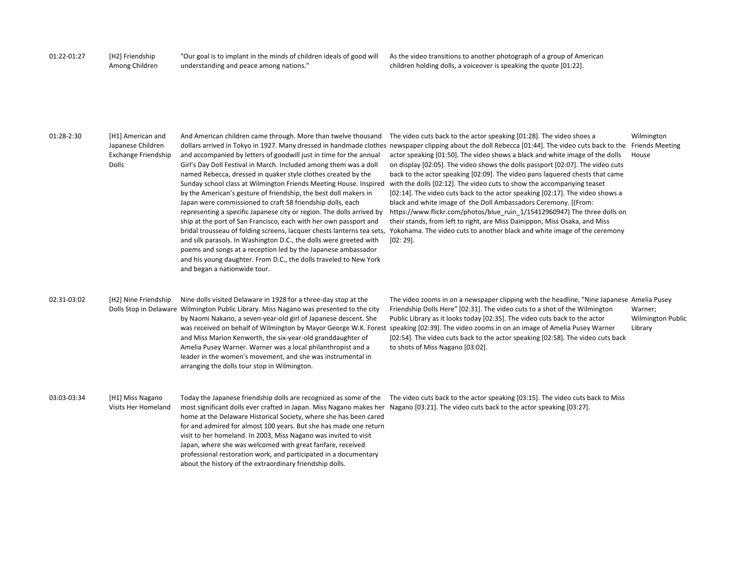| | | | | |
|---|---|---|---|---|
| 01:22-01:27 | [H2] Friendship Among Children | "Our goal is to implant in the minds of children ideals of good will understanding and peace among nations." | As the video transitions to another photograph of a group of American children holding dolls, a voiceover is speaking the quote [01:22]. | |
| 01:28-2:30 | [H1] American and Japanese Children Exchange Friendship Dolls | And American children came through. More than twelve thousand dollars arrived in Tokyo in 1927. Many dressed in handmade clothes and accompanied by letters of goodwill just in time for the annual Girl's Day Doll Festival in March. Included among them was a doll named Rebecca, dressed in quaker style clothes created by the Sunday school class at Wilmington Friends Meeting House. Inspired by the American's gesture of friendship, the best doll makers in Japan were commissioned to craft 58 friendship dolls, each representing a specific Japanese city or region. The dolls arrived by ship at the port of San Francisco, each with her own passport and bridal trousseau of folding screens, lacquer chests lanterns tea sets, and silk parasols. In Washington D.C., the dolls were greeted with poems and songs at a reception led by the Japanese ambassador and his young daughter. From D.C., the dolls traveled to New York and began a nationwide tour. | The video cuts back to the actor speaking [01:28]. The video shoes a newspaper clipping about the doll Rebecca [01:44]. The video cuts back to the actor speaking [01:50]. The video shows a black and white image of the dolls on display [02:05]. The video shows the dolls passport [02:07]. The video cuts back to the actor speaking [02:09]. The video pans laquered chests that came with the dolls [02:12]. The video cuts to show the accompanying teaset [02:14]. The video cuts back to the actor speaking [02:17]. The video shows a black and white image of the Doll Ambassadors Ceremony. [(From: https://www.flickr.com/photos/blue_ruin_1/15412960947) The three dolls on their stands, from left to right, are Miss Dainippon, Miss Osaka, and Miss Yokohama. The video cuts to another black and white image of the ceremony [02: 29]. | Wilmington Friends Meeting House |
| 02:31-03:02 | [H2] Nine Friendship Dolls Stop in Delaware | Nine dolls visited Delaware in 1928 for a three-day stop at the Wilmington Public Library. Miss Nagano was presented to the city by Naomi Nakano, a seven-year-old girl of Japanese descent. She was received on behalf of Wilmington by Mayor George W.K. Forest and Miss Marion Kenworth, the six-year-old granddaughter of Amelia Pusey Warner. Warner was a local philanthropist and a leader in the women's movement, and she was instrumental in arranging the dolls tour stop in Wilmington. | The video zooms in on a newspaper clipping with the headline, "Nine Japanese Friendship Dolls Here" [02:31]. The video cuts to a shot of the Wilmington Public Library as it looks today [02:35]. The video cuts back to the actor speaking [02:39]. The video zooms in on an image of Amelia Pusey Warner [02:54]. The video cuts back to the actor speaking [02:58]. The video cuts back to shots of Miss Nagano [03:02]. | Amelia Pusey Warner; Wilmington Public Library |
| 03:03-03:34 | [H1] Miss Nagano Visits Her Homeland | Today the Japanese friendship dolls are recognized as some of the most significant dolls ever crafted in Japan. Miss Nagano makes her home at the Delaware Historical Society, where she has been cared for and admired for almost 100 years. But she has made one return visit to her homeland. In 2003, Miss Nagano was invited to visit Japan, where she was welcomed with great fanfare, received professional restoration work, and participated in a documentary about the history of the extraordinary friendship dolls. | The video cuts back to the actor speaking [03:15]. The video cuts back to Miss Nagano [03:21]. The video cuts back to the actor speaking [03:27]. | |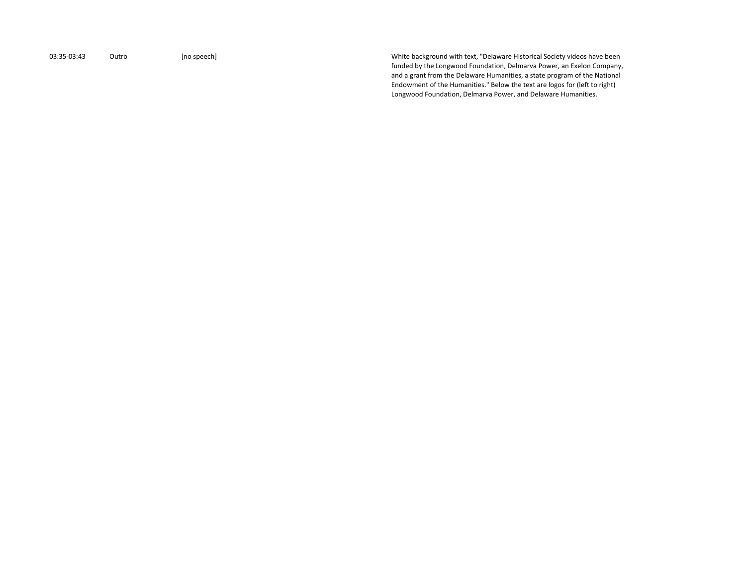| | | | |
|---|---|---|---|
| 03:35-03:43 | Outro | [no speech] | White background with text, "Delaware Historical Society videos have been funded by the Longwood Foundation, Delmarva Power, an Exelon Company, and a grant from the Delaware Humanities, a state program of the National Endowment of the Humanities." Below the text are logos for (left to right) Longwood Foundation, Delmarva Power, and Delaware Humanities. |